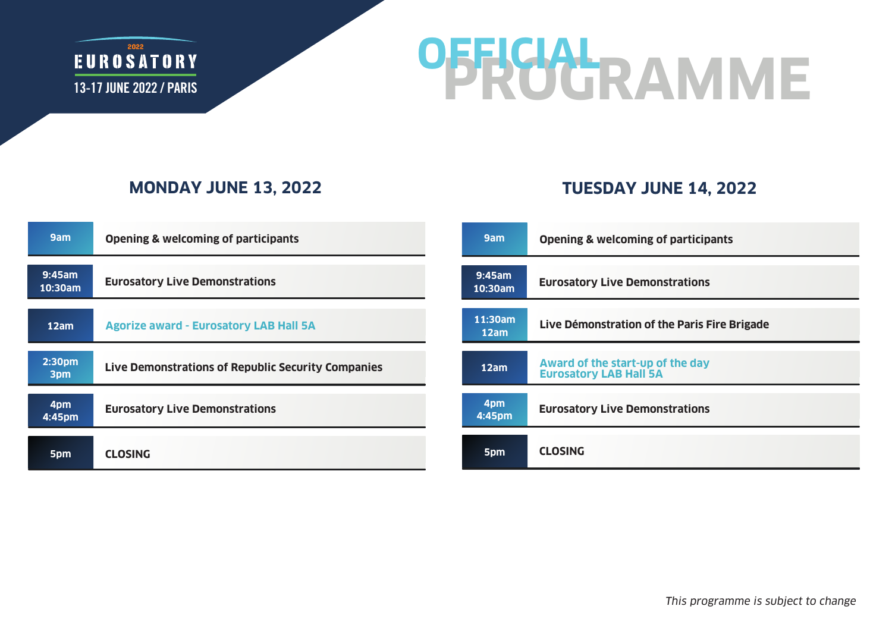EUROSATORY 2022

13-17 JUNE 2022 / PARIS

# OFFICIAL PROGRAMME

## MONDAY JUNE 13, 2022

| Time | Event |
|---|---|
| 9am | **Opening & welcoming of participants** |
| 9:45am 10:30am | **Eurosatory Live Demonstrations** |
| 12am | **Agorize award - Eurosatory LAB Hall 5A** |
| 2:30pm 3pm | **Live Demonstrations of Republic Security Companies** |
| 4pm 4:45pm | **Eurosatory Live Demonstrations** |
| 5pm | **CLOSING** |

## TUESDAY JUNE 14, 2022

| Time | Event |
|---|---|
| 9am | **Opening & welcoming of participants** |
| 9:45am 10:30am | **Eurosatory Live Demonstrations** |
| 11:30am 12am | **Live Démonstration of the Paris Fire Brigade** |
| 12am | **Award of the start-up of the day Eurosatory LAB Hall 5A** |
| 4pm 4:45pm | **Eurosatory Live Demonstrations** |
| 5pm | **CLOSING** |

*This programme is subject to change*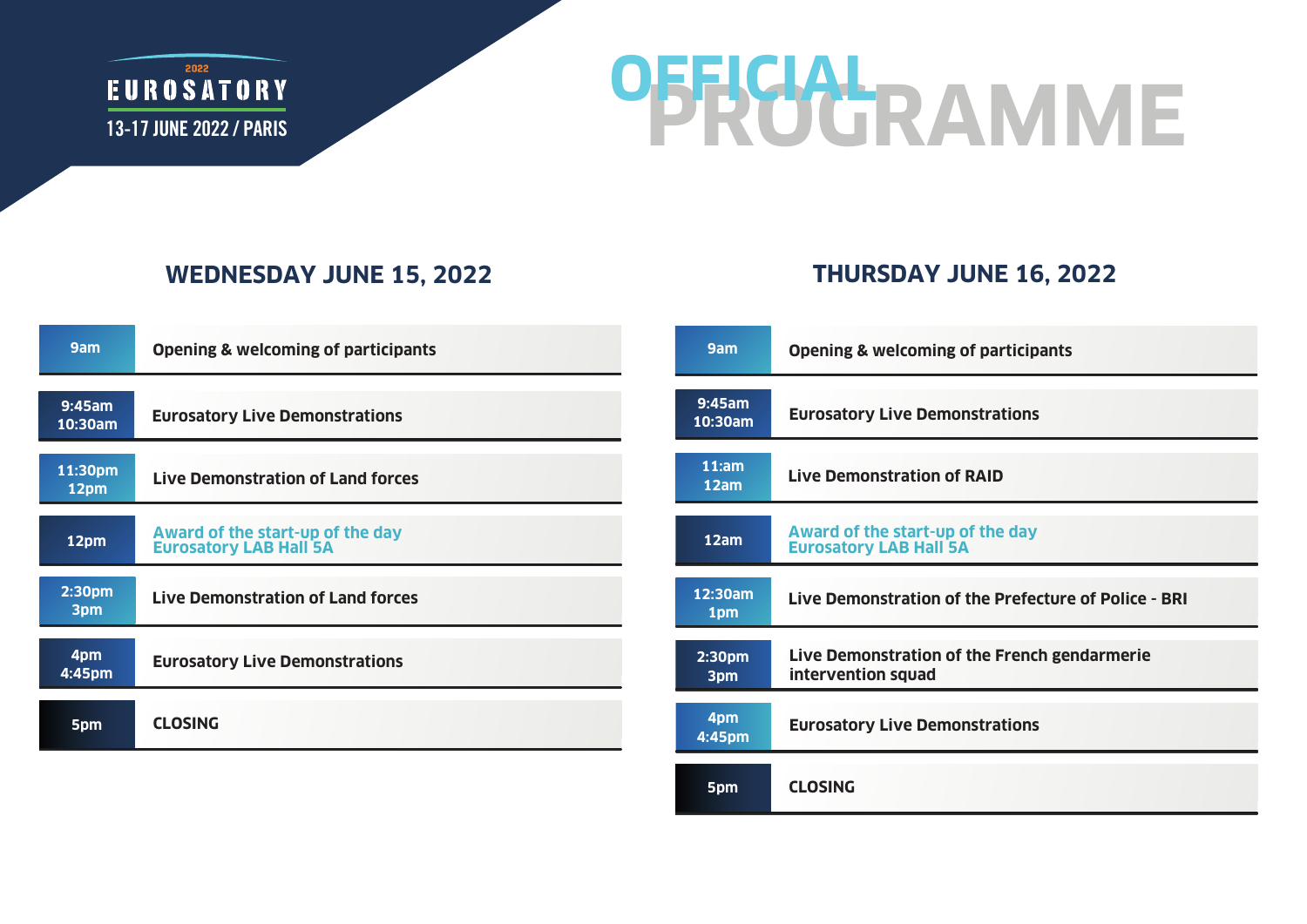2022
EUROSATORY
13-17 JUNE 2022 / PARIS

# OFFICIAL PROGRAMME

## WEDNESDAY JUNE 15, 2022

| Time | Event |
|---|---|
| 9am | Opening & welcoming of participants |
| 9:45am 10:30am | Eurosatory Live Demonstrations |
| 11:30pm 12pm | Live Demonstration of Land forces |
| 12pm | Award of the start-up of the day Eurosatory LAB Hall 5A |
| 2:30pm 3pm | Live Demonstration of Land forces |
| 4pm 4:45pm | Eurosatory Live Demonstrations |
| 5pm | CLOSING |

## THURSDAY JUNE 16, 2022

| Time | Event |
|---|---|
| 9am | Opening & welcoming of participants |
| 9:45am 10:30am | Eurosatory Live Demonstrations |
| 11:am 12am | Live Demonstration of RAID |
| 12am | Award of the start-up of the day Eurosatory LAB Hall 5A |
| 12:30am 1pm | Live Demonstration of the Prefecture of Police - BRI |
| 2:30pm 3pm | Live Demonstration of the French gendarmerie intervention squad |
| 4pm 4:45pm | Eurosatory Live Demonstrations |
| 5pm | CLOSING |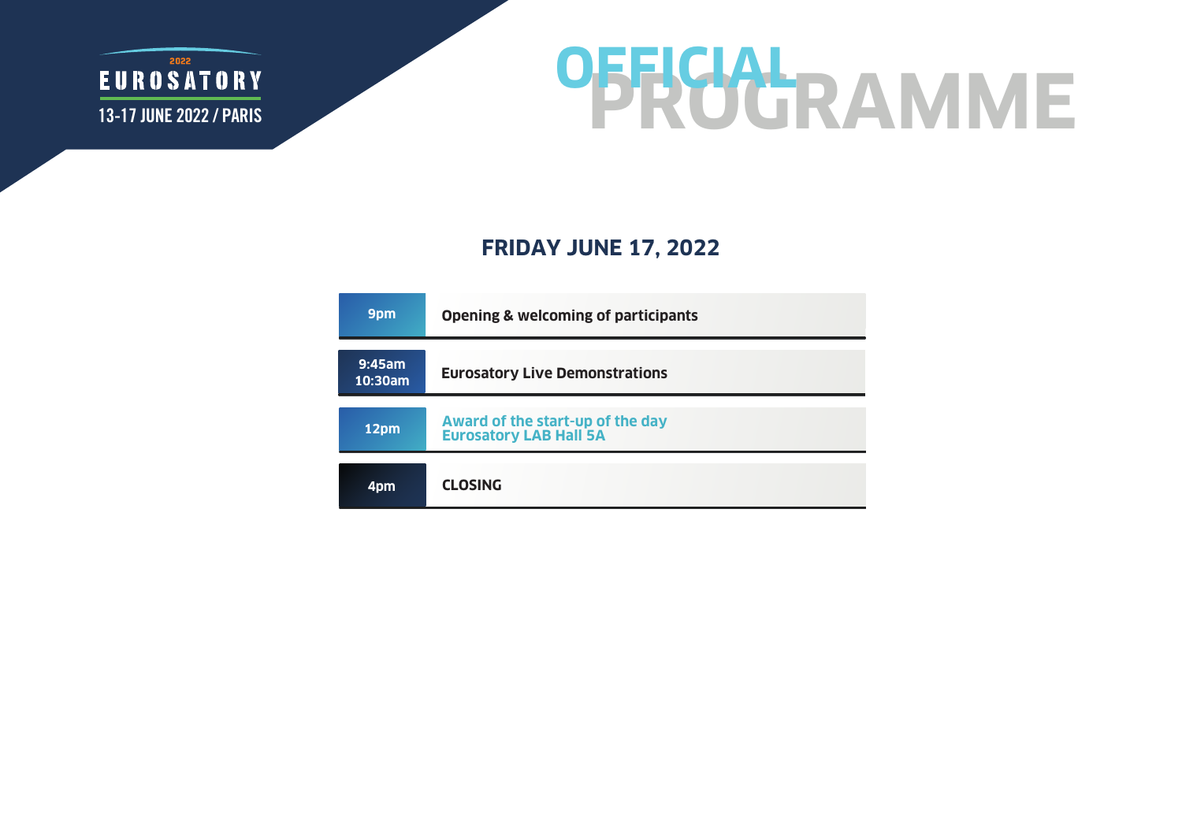EUROSATORY 2022

13-17 JUNE 2022 / PARIS

# OFFICIAL PROGRAMME

## FRIDAY JUNE 17, 2022

| | |
|---|---|
| 9pm | **Opening & welcoming of participants** |
| 9:45am 10:30am | **Eurosatory Live Demonstrations** |
| 12pm | **Award of the start-up of the day Eurosatory LAB Hall 5A** |
| 4pm | **CLOSING** |